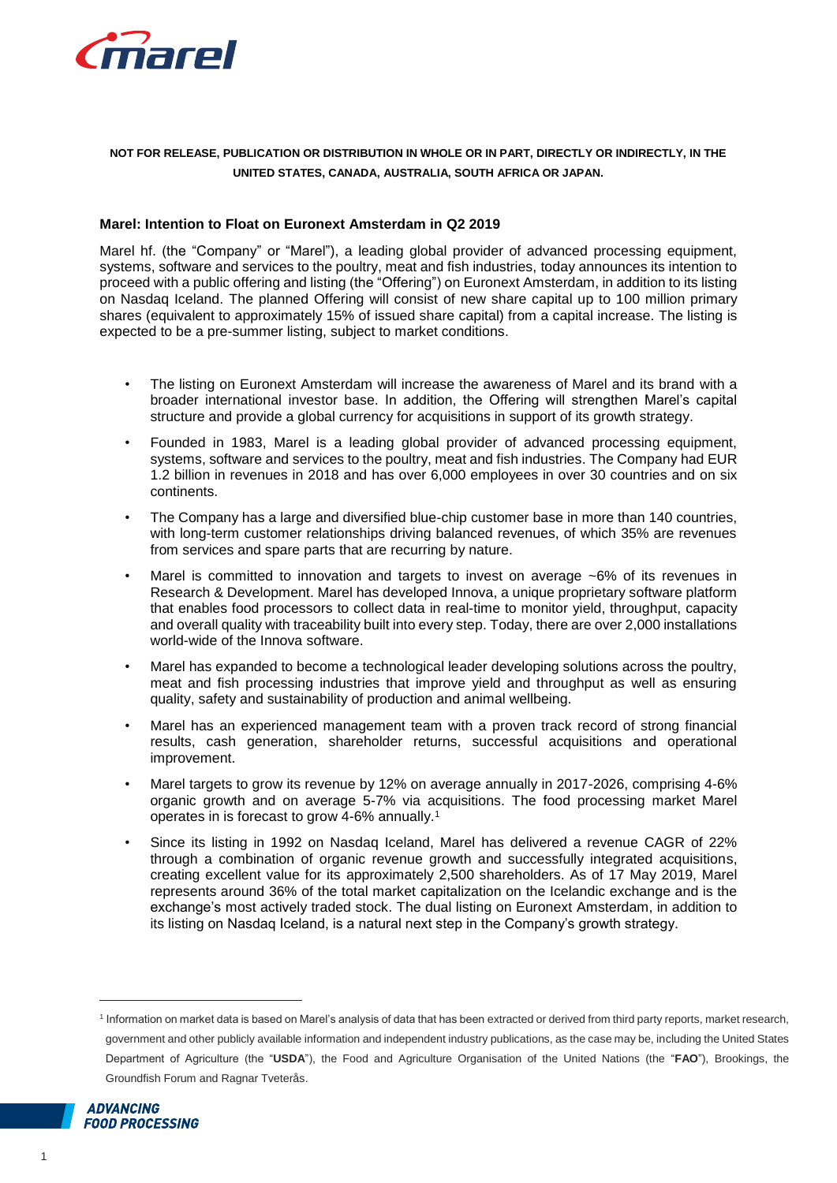**NOT FOR RELEASE, PUBLICATION OR DISTRIBUTION IN WHOLE OR IN PART, DIRECTLY OR INDIRECTLY, IN THE UNITED STATES, CANADA, AUSTRALIA, SOUTH AFRICA OR JAPAN.**

## Marel: Intention to Float on Euronext Amsterdam in Q2 2019

Marel hf. (the "Company" or "Marel"), a leading global provider of advanced processing equipment, systems, software and services to the poultry, meat and fish industries, today announces its intention to proceed with a public offering and listing (the "Offering") on Euronext Amsterdam, in addition to its listing on Nasdaq Iceland. The planned Offering will consist of new share capital up to 100 million primary shares (equivalent to approximately 15% of issued share capital) from a capital increase. The listing is expected to be a pre-summer listing, subject to market conditions.

- The listing on Euronext Amsterdam will increase the awareness of Marel and its brand with a broader international investor base. In addition, the Offering will strengthen Marel's capital structure and provide a global currency for acquisitions in support of its growth strategy.
- Founded in 1983, Marel is a leading global provider of advanced processing equipment, systems, software and services to the poultry, meat and fish industries. The Company had EUR 1.2 billion in revenues in 2018 and has over 6,000 employees in over 30 countries and on six continents.
- The Company has a large and diversified blue-chip customer base in more than 140 countries, with long-term customer relationships driving balanced revenues, of which 35% are revenues from services and spare parts that are recurring by nature.
- Marel is committed to innovation and targets to invest on average ~6% of its revenues in Research & Development. Marel has developed Innova, a unique proprietary software platform that enables food processors to collect data in real-time to monitor yield, throughput, capacity and overall quality with traceability built into every step. Today, there are over 2,000 installations world-wide of the Innova software.
- Marel has expanded to become a technological leader developing solutions across the poultry, meat and fish processing industries that improve yield and throughput as well as ensuring quality, safety and sustainability of production and animal wellbeing.
- Marel has an experienced management team with a proven track record of strong financial results, cash generation, shareholder returns, successful acquisitions and operational improvement.
- Marel targets to grow its revenue by 12% on average annually in 2017-2026, comprising 4-6% organic growth and on average 5-7% via acquisitions. The food processing market Marel operates in is forecast to grow 4-6% annually.[1]
- Since its listing in 1992 on Nasdaq Iceland, Marel has delivered a revenue CAGR of 22% through a combination of organic revenue growth and successfully integrated acquisitions, creating excellent value for its approximately 2,500 shareholders. As of 17 May 2019, Marel represents around 36% of the total market capitalization on the Icelandic exchange and is the exchange's most actively traded stock. The dual listing on Euronext Amsterdam, in addition to its listing on Nasdaq Iceland, is a natural next step in the Company's growth strategy.

---

[1] Information on market data is based on Marel's analysis of data that has been extracted or derived from third party reports, market research, government and other publicly available information and independent industry publications, as the case may be, including the United States Department of Agriculture (the "**USDA**"), the Food and Agriculture Organisation of the United Nations (the "**FAO**"), Brookings, the Groundfish Forum and Ragnar Tveterås.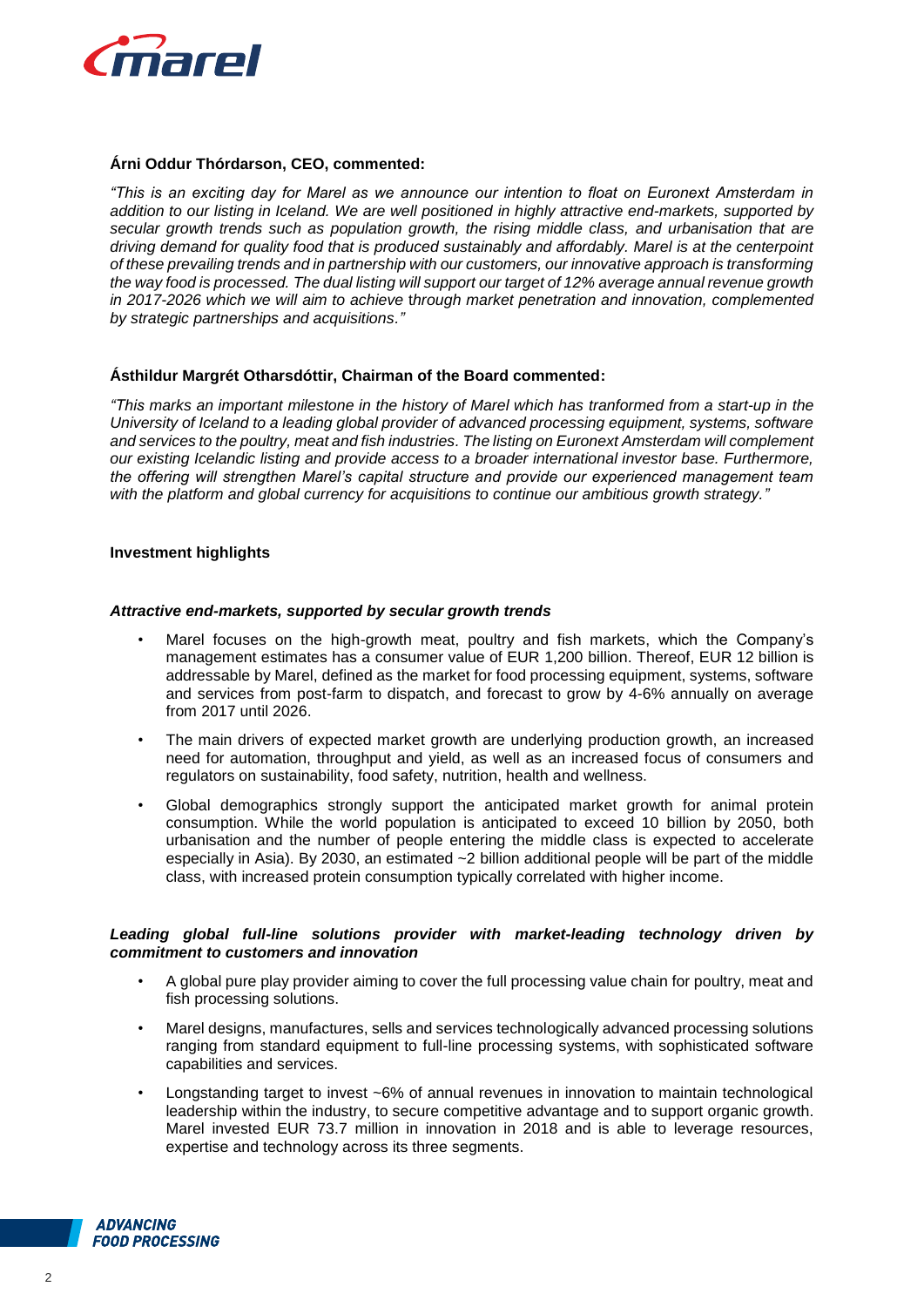**Árni Oddur Thórdarson, CEO, commented:**

*"This is an exciting day for Marel as we announce our intention to float on Euronext Amsterdam in addition to our listing in Iceland. We are well positioned in highly attractive end-markets, supported by secular growth trends such as population growth, the rising middle class, and urbanisation that are driving demand for quality food that is produced sustainably and affordably. Marel is at the centerpoint of these prevailing trends and in partnership with our customers, our innovative approach is transforming the way food is processed. The dual listing will support our target of 12% average annual revenue growth in 2017-2026 which we will aim to achieve through market penetration and innovation, complemented by strategic partnerships and acquisitions."*

**Ásthildur Margrét Otharsdóttir, Chairman of the Board commented:**

*"This marks an important milestone in the history of Marel which has tranformed from a start-up in the University of Iceland to a leading global provider of advanced processing equipment, systems, software and services to the poultry, meat and fish industries. The listing on Euronext Amsterdam will complement our existing Icelandic listing and provide access to a broader international investor base. Furthermore, the offering will strengthen Marel's capital structure and provide our experienced management team with the platform and global currency for acquisitions to continue our ambitious growth strategy."*

**Investment highlights**

***Attractive end-markets, supported by secular growth trends***

- Marel focuses on the high-growth meat, poultry and fish markets, which the Company's management estimates has a consumer value of EUR 1,200 billion. Thereof, EUR 12 billion is addressable by Marel, defined as the market for food processing equipment, systems, software and services from post-farm to dispatch, and forecast to grow by 4-6% annually on average from 2017 until 2026.
- The main drivers of expected market growth are underlying production growth, an increased need for automation, throughput and yield, as well as an increased focus of consumers and regulators on sustainability, food safety, nutrition, health and wellness.
- Global demographics strongly support the anticipated market growth for animal protein consumption. While the world population is anticipated to exceed 10 billion by 2050, both urbanisation and the number of people entering the middle class is expected to accelerate especially in Asia). By 2030, an estimated ~2 billion additional people will be part of the middle class, with increased protein consumption typically correlated with higher income.

***Leading global full-line solutions provider with market-leading technology driven by commitment to customers and innovation***

- A global pure play provider aiming to cover the full processing value chain for poultry, meat and fish processing solutions.
- Marel designs, manufactures, sells and services technologically advanced processing solutions ranging from standard equipment to full-line processing systems, with sophisticated software capabilities and services.
- Longstanding target to invest ~6% of annual revenues in innovation to maintain technological leadership within the industry, to secure competitive advantage and to support organic growth. Marel invested EUR 73.7 million in innovation in 2018 and is able to leverage resources, expertise and technology across its three segments.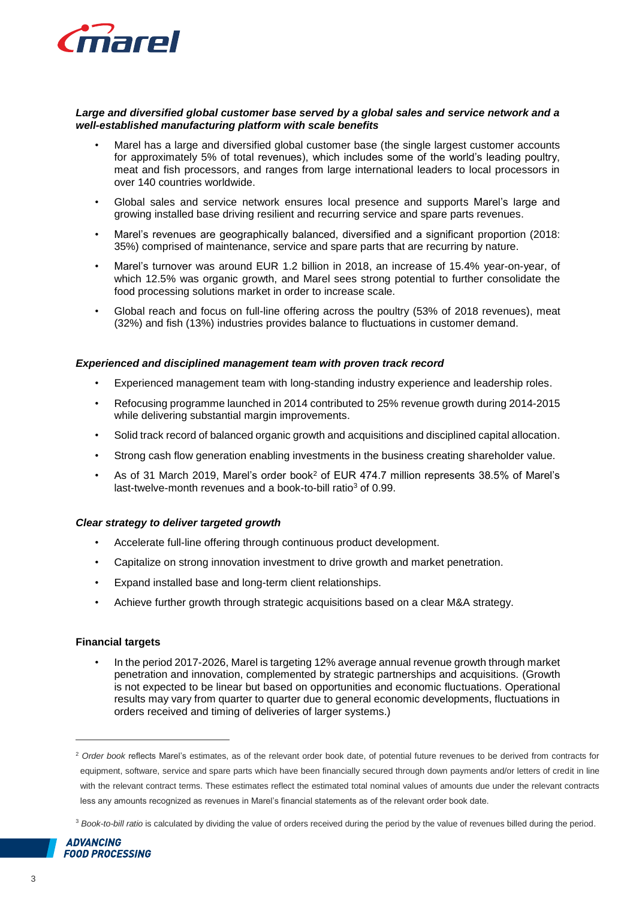***Large and diversified global customer base served by a global sales and service network and a well-established manufacturing platform with scale benefits***

- Marel has a large and diversified global customer base (the single largest customer accounts for approximately 5% of total revenues), which includes some of the world's leading poultry, meat and fish processors, and ranges from large international leaders to local processors in over 140 countries worldwide.
- Global sales and service network ensures local presence and supports Marel's large and growing installed base driving resilient and recurring service and spare parts revenues.
- Marel's revenues are geographically balanced, diversified and a significant proportion (2018: 35%) comprised of maintenance, service and spare parts that are recurring by nature.
- Marel's turnover was around EUR 1.2 billion in 2018, an increase of 15.4% year-on-year, of which 12.5% was organic growth, and Marel sees strong potential to further consolidate the food processing solutions market in order to increase scale.
- Global reach and focus on full-line offering across the poultry (53% of 2018 revenues), meat (32%) and fish (13%) industries provides balance to fluctuations in customer demand.

***Experienced and disciplined management team with proven track record***

- Experienced management team with long-standing industry experience and leadership roles.
- Refocusing programme launched in 2014 contributed to 25% revenue growth during 2014-2015 while delivering substantial margin improvements.
- Solid track record of balanced organic growth and acquisitions and disciplined capital allocation.
- Strong cash flow generation enabling investments in the business creating shareholder value.
- As of 31 March 2019, Marel's order book[2] of EUR 474.7 million represents 38.5% of Marel's last-twelve-month revenues and a book-to-bill ratio[3] of 0.99.

***Clear strategy to deliver targeted growth***

- Accelerate full-line offering through continuous product development.
- Capitalize on strong innovation investment to drive growth and market penetration.
- Expand installed base and long-term client relationships.
- Achieve further growth through strategic acquisitions based on a clear M&A strategy.

**Financial targets**

- In the period 2017-2026, Marel is targeting 12% average annual revenue growth through market penetration and innovation, complemented by strategic partnerships and acquisitions. (Growth is not expected to be linear but based on opportunities and economic fluctuations. Operational results may vary from quarter to quarter due to general economic developments, fluctuations in orders received and timing of deliveries of larger systems.)

---

[2] *Order book* reflects Marel's estimates, as of the relevant order book date, of potential future revenues to be derived from contracts for equipment, software, service and spare parts which have been financially secured through down payments and/or letters of credit in line with the relevant contract terms. These estimates reflect the estimated total nominal values of amounts due under the relevant contracts less any amounts recognized as revenues in Marel's financial statements as of the relevant order book date.

[3] *Book-to-bill ratio* is calculated by dividing the value of orders received during the period by the value of revenues billed during the period.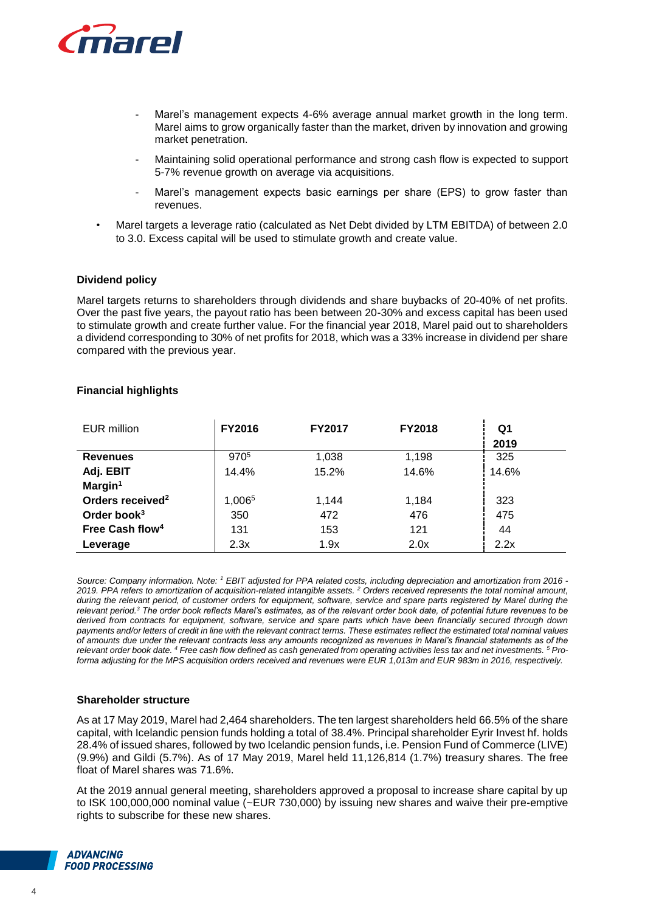- Marel's management expects 4-6% average annual market growth in the long term. Marel aims to grow organically faster than the market, driven by innovation and growing market penetration.
- Maintaining solid operational performance and strong cash flow is expected to support 5-7% revenue growth on average via acquisitions.
- Marel's management expects basic earnings per share (EPS) to grow faster than revenues.

• Marel targets a leverage ratio (calculated as Net Debt divided by LTM EBITDA) of between 2.0 to 3.0. Excess capital will be used to stimulate growth and create value.

**Dividend policy**

Marel targets returns to shareholders through dividends and share buybacks of 20-40% of net profits. Over the past five years, the payout ratio has been between 20-30% and excess capital has been used to stimulate growth and create further value. For the financial year 2018, Marel paid out to shareholders a dividend corresponding to 30% of net profits for 2018, which was a 33% increase in dividend per share compared with the previous year.

**Financial highlights**

| EUR million | FY2016 | FY2017 | FY2018 | Q1 2019 |
|---|---|---|---|---|
| **Revenues** | 970[5] | 1,038 | 1,198 | 325 |
| **Adj. EBIT Margin[1]** | 14.4% | 15.2% | 14.6% | 14.6% |
| **Orders received[2]** | 1,006[5] | 1,144 | 1,184 | 323 |
| **Order book[3]** | 350 | 472 | 476 | 475 |
| **Free Cash flow[4]** | 131 | 153 | 121 | 44 |
| **Leverage** | 2.3x | 1.9x | 2.0x | 2.2x |

*Source: Company information. Note: [1] EBIT adjusted for PPA related costs, including depreciation and amortization from 2016 - 2019. PPA refers to amortization of acquisition-related intangible assets. [2] Orders received represents the total nominal amount, during the relevant period, of customer orders for equipment, software, service and spare parts registered by Marel during the relevant period.[3] The order book reflects Marel's estimates, as of the relevant order book date, of potential future revenues to be derived from contracts for equipment, software, service and spare parts which have been financially secured through down payments and/or letters of credit in line with the relevant contract terms. These estimates reflect the estimated total nominal values of amounts due under the relevant contracts less any amounts recognized as revenues in Marel's financial statements as of the relevant order book date. [4] Free cash flow defined as cash generated from operating activities less tax and net investments. [5] Pro-forma adjusting for the MPS acquisition orders received and revenues were EUR 1,013m and EUR 983m in 2016, respectively.*

**Shareholder structure**

As at 17 May 2019, Marel had 2,464 shareholders. The ten largest shareholders held 66.5% of the share capital, with Icelandic pension funds holding a total of 38.4%. Principal shareholder Eyrir Invest hf. holds 28.4% of issued shares, followed by two Icelandic pension funds, i.e. Pension Fund of Commerce (LIVE) (9.9%) and Gildi (5.7%). As of 17 May 2019, Marel held 11,126,814 (1.7%) treasury shares. The free float of Marel shares was 71.6%.

At the 2019 annual general meeting, shareholders approved a proposal to increase share capital by up to ISK 100,000,000 nominal value (~EUR 730,000) by issuing new shares and waive their pre-emptive rights to subscribe for these new shares.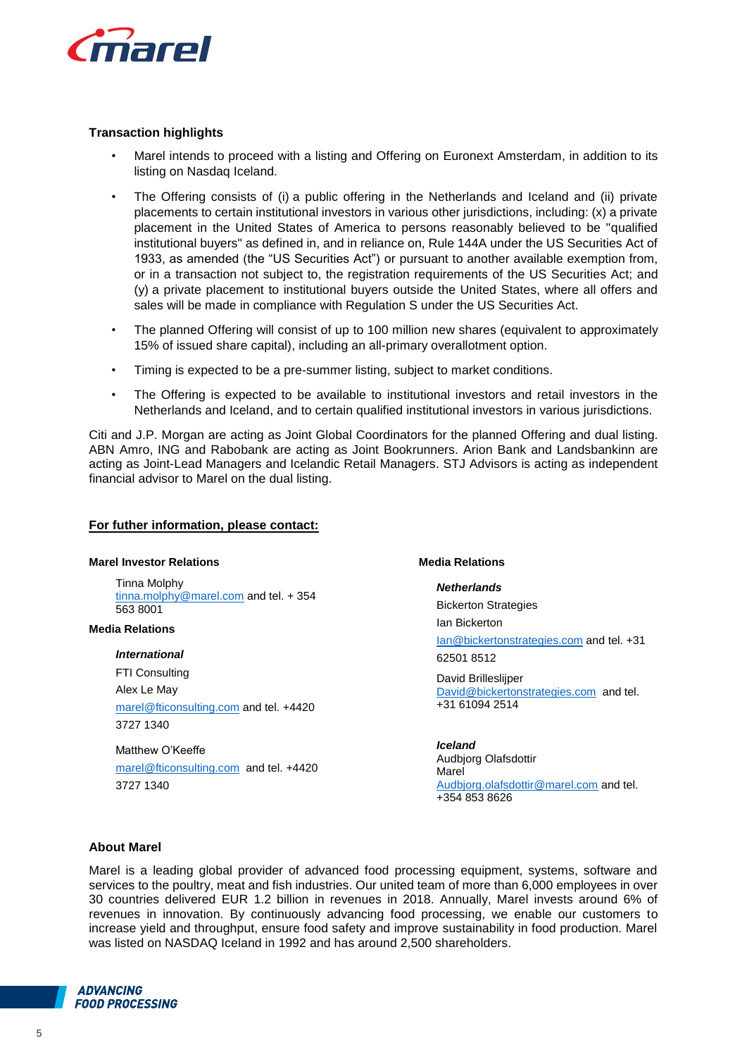**Transaction highlights**

- Marel intends to proceed with a listing and Offering on Euronext Amsterdam, in addition to its listing on Nasdaq Iceland.
- The Offering consists of (i) a public offering in the Netherlands and Iceland and (ii) private placements to certain institutional investors in various other jurisdictions, including: (x) a private placement in the United States of America to persons reasonably believed to be "qualified institutional buyers" as defined in, and in reliance on, Rule 144A under the US Securities Act of 1933, as amended (the "US Securities Act") or pursuant to another available exemption from, or in a transaction not subject to, the registration requirements of the US Securities Act; and (y) a private placement to institutional buyers outside the United States, where all offers and sales will be made in compliance with Regulation S under the US Securities Act.
- The planned Offering will consist of up to 100 million new shares (equivalent to approximately 15% of issued share capital), including an all-primary overallotment option.
- Timing is expected to be a pre-summer listing, subject to market conditions.
- The Offering is expected to be available to institutional investors and retail investors in the Netherlands and Iceland, and to certain qualified institutional investors in various jurisdictions.

Citi and J.P. Morgan are acting as Joint Global Coordinators for the planned Offering and dual listing. ABN Amro, ING and Rabobank are acting as Joint Bookrunners. Arion Bank and Landsbankinn are acting as Joint-Lead Managers and Icelandic Retail Managers. STJ Advisors is acting as independent financial advisor to Marel on the dual listing.

**For futher information, please contact:**

**Marel Investor Relations**

Tinna Molphy
tinna.molphy@marel.com and tel. + 354 563 8001

**Media Relations**

***International***

FTI Consulting

Alex Le May

marel@fticonsulting.com and tel. +4420 3727 1340

Matthew O'Keeffe

marel@fticonsulting.com and tel. +4420 3727 1340

**Media Relations**

***Netherlands***

Bickerton Strategies

Ian Bickerton

Ian@bickertonstrategies.com and tel. +31 62501 8512

David Brilleslijper
David@bickertonstrategies.com and tel. +31 61094 2514

***Iceland***
Audbjorg Olafsdottir
Marel
Audbjorg.olafsdottir@marel.com and tel. +354 853 8626

**About Marel**

Marel is a leading global provider of advanced food processing equipment, systems, software and services to the poultry, meat and fish industries. Our united team of more than 6,000 employees in over 30 countries delivered EUR 1.2 billion in revenues in 2018. Annually, Marel invests around 6% of revenues in innovation. By continuously advancing food processing, we enable our customers to increase yield and throughput, ensure food safety and improve sustainability in food production. Marel was listed on NASDAQ Iceland in 1992 and has around 2,500 shareholders.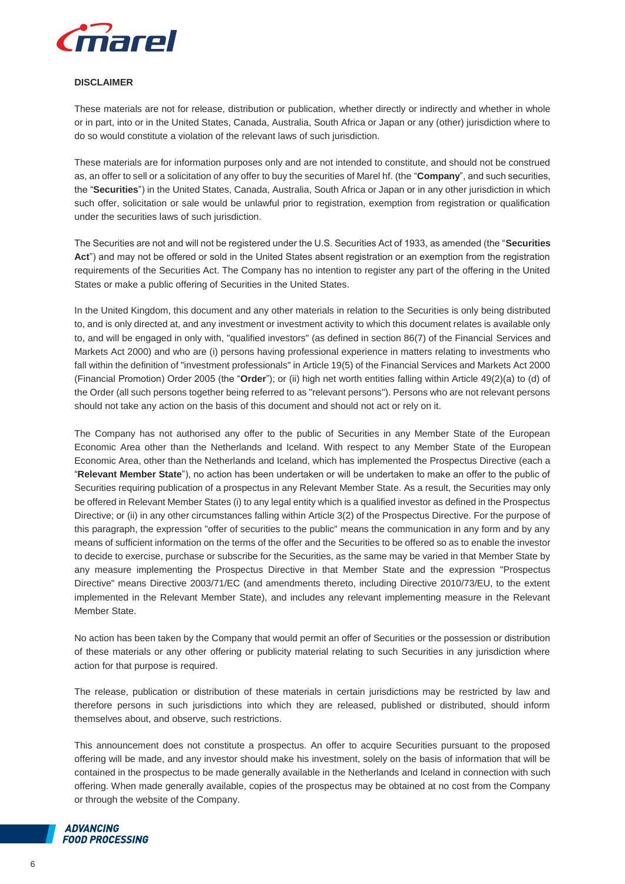**DISCLAIMER**

These materials are not for release, distribution or publication, whether directly or indirectly and whether in whole or in part, into or in the United States, Canada, Australia, South Africa or Japan or any (other) jurisdiction where to do so would constitute a violation of the relevant laws of such jurisdiction.

These materials are for information purposes only and are not intended to constitute, and should not be construed as, an offer to sell or a solicitation of any offer to buy the securities of Marel hf. (the "**Company**", and such securities, the "**Securities**") in the United States, Canada, Australia, South Africa or Japan or in any other jurisdiction in which such offer, solicitation or sale would be unlawful prior to registration, exemption from registration or qualification under the securities laws of such jurisdiction.

The Securities are not and will not be registered under the U.S. Securities Act of 1933, as amended (the "**Securities Act**") and may not be offered or sold in the United States absent registration or an exemption from the registration requirements of the Securities Act. The Company has no intention to register any part of the offering in the United States or make a public offering of Securities in the United States.

In the United Kingdom, this document and any other materials in relation to the Securities is only being distributed to, and is only directed at, and any investment or investment activity to which this document relates is available only to, and will be engaged in only with, "qualified investors" (as defined in section 86(7) of the Financial Services and Markets Act 2000) and who are (i) persons having professional experience in matters relating to investments who fall within the definition of "investment professionals" in Article 19(5) of the Financial Services and Markets Act 2000 (Financial Promotion) Order 2005 (the "**Order**"); or (ii) high net worth entities falling within Article 49(2)(a) to (d) of the Order (all such persons together being referred to as "relevant persons"). Persons who are not relevant persons should not take any action on the basis of this document and should not act or rely on it.

The Company has not authorised any offer to the public of Securities in any Member State of the European Economic Area other than the Netherlands and Iceland. With respect to any Member State of the European Economic Area, other than the Netherlands and Iceland, which has implemented the Prospectus Directive (each a "**Relevant Member State**"), no action has been undertaken or will be undertaken to make an offer to the public of Securities requiring publication of a prospectus in any Relevant Member State. As a result, the Securities may only be offered in Relevant Member States (i) to any legal entity which is a qualified investor as defined in the Prospectus Directive; or (ii) in any other circumstances falling within Article 3(2) of the Prospectus Directive. For the purpose of this paragraph, the expression "offer of securities to the public" means the communication in any form and by any means of sufficient information on the terms of the offer and the Securities to be offered so as to enable the investor to decide to exercise, purchase or subscribe for the Securities, as the same may be varied in that Member State by any measure implementing the Prospectus Directive in that Member State and the expression "Prospectus Directive" means Directive 2003/71/EC (and amendments thereto, including Directive 2010/73/EU, to the extent implemented in the Relevant Member State), and includes any relevant implementing measure in the Relevant Member State.

No action has been taken by the Company that would permit an offer of Securities or the possession or distribution of these materials or any other offering or publicity material relating to such Securities in any jurisdiction where action for that purpose is required.

The release, publication or distribution of these materials in certain jurisdictions may be restricted by law and therefore persons in such jurisdictions into which they are released, published or distributed, should inform themselves about, and observe, such restrictions.

This announcement does not constitute a prospectus. An offer to acquire Securities pursuant to the proposed offering will be made, and any investor should make his investment, solely on the basis of information that will be contained in the prospectus to be made generally available in the Netherlands and Iceland in connection with such offering. When made generally available, copies of the prospectus may be obtained at no cost from the Company or through the website of the Company.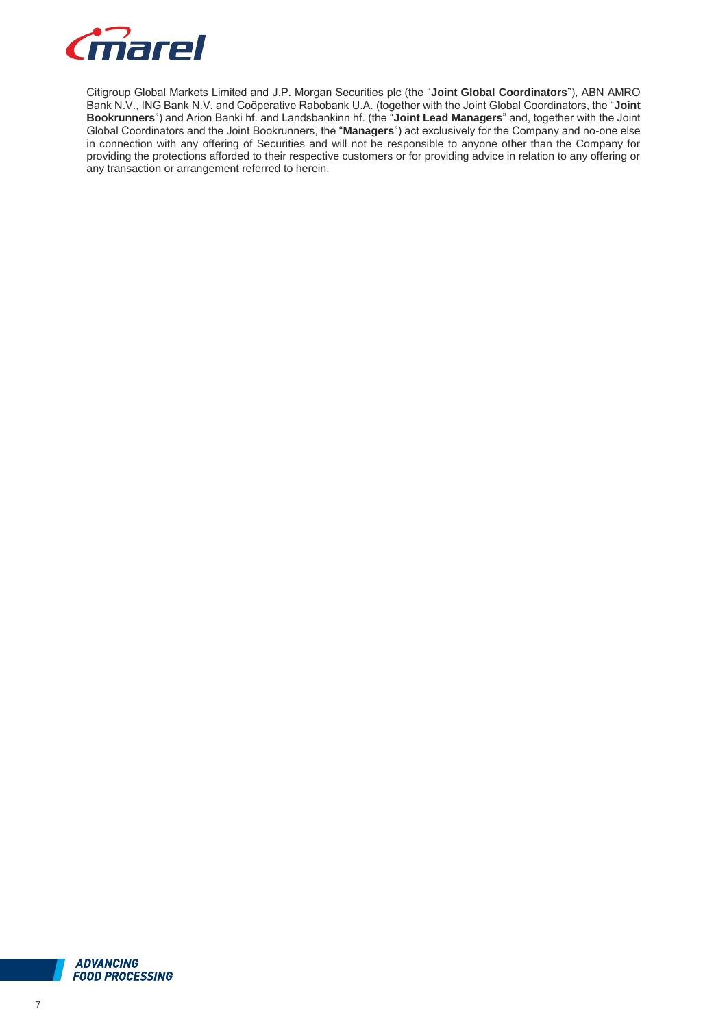Citigroup Global Markets Limited and J.P. Morgan Securities plc (the "**Joint Global Coordinators**"), ABN AMRO Bank N.V., ING Bank N.V. and Coöperative Rabobank U.A. (together with the Joint Global Coordinators, the "**Joint Bookrunners**") and Arion Banki hf. and Landsbankinn hf. (the "**Joint Lead Managers**" and, together with the Joint Global Coordinators and the Joint Bookrunners, the "**Managers**") act exclusively for the Company and no-one else in connection with any offering of Securities and will not be responsible to anyone other than the Company for providing the protections afforded to their respective customers or for providing advice in relation to any offering or any transaction or arrangement referred to herein.